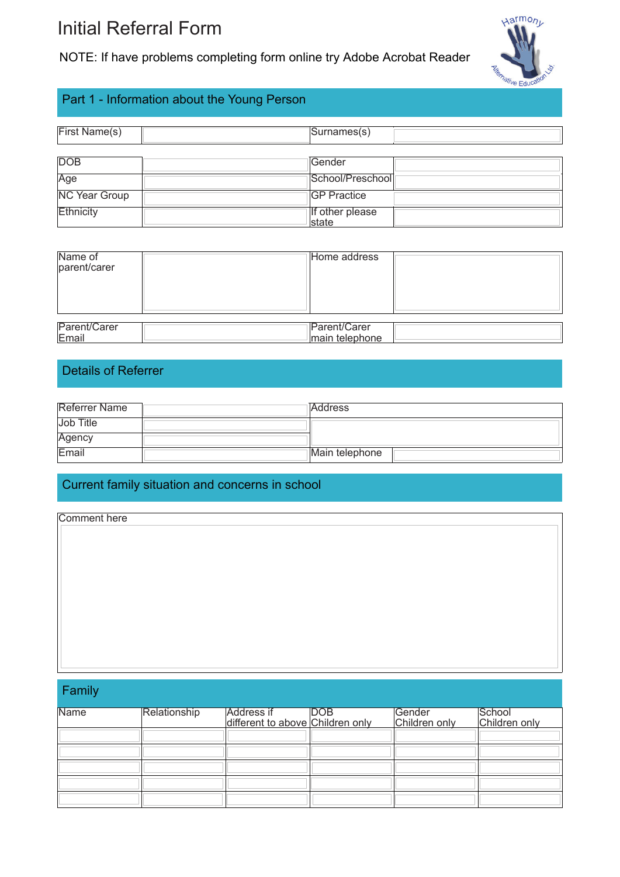# Initial Referral Form

NOTE: If have problems completing form online try Adobe Acrobat Reader

## Part 1 - Information about the Young Person

| First Name(s) | | Surnames(s) | |
|---|---|---|---|

| DOB | | Gender | |
|---|---|---|---|
| Age | | School/Preschool | |
| NC Year Group | | GP Practice | |
| Ethnicity | | If other please state | |

| Name of parent/carer | | Home address | |
|---|---|---|---|

| Parent/Carer Email | | Parent/Carer main telephone | |
|---|---|---|---|

## Details of Referrer

| Referrer Name | | Address | |
|---|---|---|---|
| Job Title | | | |
| Agency | | | |
| Email | | Main telephone | |

## Current family situation and concerns in school

| Comment here |
|---|
| |

## Family

| Name | Relationship | Address if different to above | DOB Children only | Gender Children only | School Children only |
|---|---|---|---|---|---|
| | | | | | |
| | | | | | |
| | | | | | |
| | | | | | |
| | | | | | |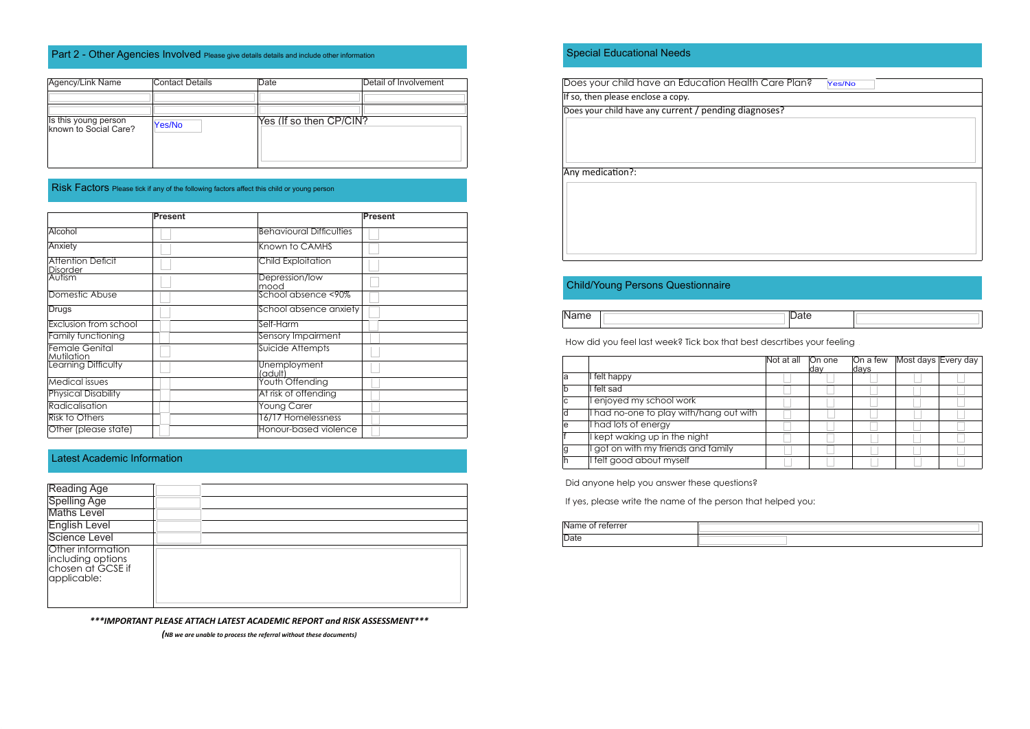## Part 2 - Other Agencies Involved Please give details details and include other information

| Agency/Link Name | Contact Details | Date | Detail of Involvement |
|---|---|---|---|
| | | | |
| | | | |
| Is this young person known to Social Care? | Yes/No | Yes (If so then CP/CIN? | |

## Risk Factors Please tick if any of the following factors affect this child or young person

| | Present | | Present |
|---|---|---|---|
| Alcohol | | Behavioural Difficulties | |
| Anxiety | | Known to CAMHS | |
| Attention Deficit Disorder | | Child Exploitation | |
| Autism | | Depression/low mood | |
| Domestic Abuse | | School absence <90% | |
| Drugs | | School absence anxiety | |
| Exclusion from school | | Self-Harm | |
| Family functioning | | Sensory Impairment | |
| Female Genital Mutilation | | Suicide Attempts | |
| Learning Difficulty | | Unemployment (adult) | |
| Medical issues | | Youth Offending | |
| Physical Disability | | At risk of offending | |
| Radicalisation | | Young Carer | |
| Risk to Others | | 16/17 Homelessness | |
| Other (please state) | | Honour-based violence | |

## Latest Academic Information

| | |
|---|---|
| Reading Age | |
| Spelling Age | |
| Maths Level | |
| English Level | |
| Science Level | |
| Other information including options chosen at GCSE if applicable: | |

***\*\*\*IMPORTANT PLEASE ATTACH LATEST ACADEMIC REPORT and RISK ASSESSMENT\*\*\****

***(NB we are unable to process the referral without these documents)***

## Special Educational Needs

Does your child have an Education Health Care Plan? Yes/No

If so, then please enclose a copy.

Does your child have any current / pending diagnoses?

Any medication?:

## Child/Young Persons Questionnaire

| Name | | Date | |
|---|---|---|---|

How did you feel last week? Tick box that best descrtibes your feeling

| | | Not at all | On one day | On a few days | Most days | Every day |
|---|---|---|---|---|---|---|
| a | I felt happy | | | | | |
| b | I felt sad | | | | | |
| c | I enjoyed my school work | | | | | |
| d | I had no-one to play with/hang out with | | | | | |
| e | I had lots of energy | | | | | |
| f | I kept waking up in the night | | | | | |
| g | I got on with my friends and family | | | | | |
| h | I felt good about myself | | | | | |

Did anyone help you answer these questions?

If yes, please write the name of the person that helped you:

| | |
|---|---|
| Name of referrer | |
| Date | |